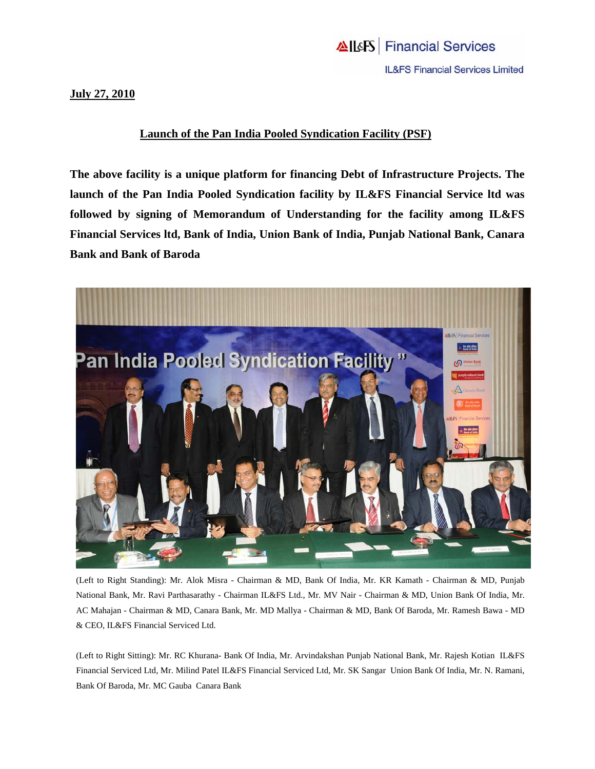**July 27, 2010**

## Launch of the Pan India Pooled Syndication Facility (PSF)

**The above facility is a unique platform for financing Debt of Infrastructure Projects. The launch of the Pan India Pooled Syndication facility by IL&FS Financial Service ltd was followed by signing of Memorandum of Understanding for the facility among IL&FS Financial Services ltd, Bank of India, Union Bank of India, Punjab National Bank, Canara Bank and Bank of Baroda**

(Left to Right Standing): Mr. Alok Misra - Chairman & MD, Bank Of India, Mr. KR Kamath - Chairman & MD, Punjab National Bank, Mr. Ravi Parthasarathy - Chairman IL&FS Ltd., Mr. MV Nair - Chairman & MD, Union Bank Of India, Mr. AC Mahajan - Chairman & MD, Canara Bank, Mr. MD Mallya - Chairman & MD, Bank Of Baroda, Mr. Ramesh Bawa - MD & CEO, IL&FS Financial Serviced Ltd.

(Left to Right Sitting): Mr. RC Khurana- Bank Of India, Mr. Arvindakshan Punjab National Bank, Mr. Rajesh Kotian IL&FS Financial Serviced Ltd, Mr. Milind Patel IL&FS Financial Serviced Ltd, Mr. SK Sangar Union Bank Of India, Mr. N. Ramani, Bank Of Baroda, Mr. MC Gauba Canara Bank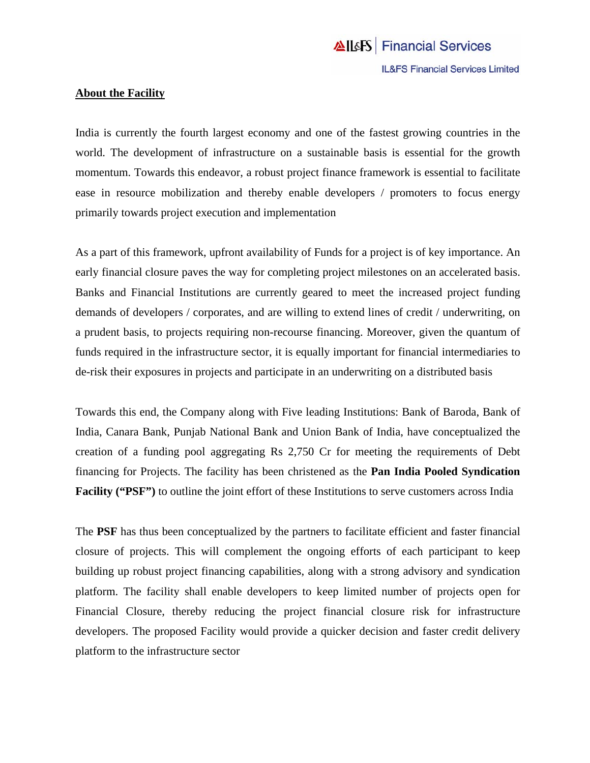## About the Facility

India is currently the fourth largest economy and one of the fastest growing countries in the world. The development of infrastructure on a sustainable basis is essential for the growth momentum. Towards this endeavor, a robust project finance framework is essential to facilitate ease in resource mobilization and thereby enable developers / promoters to focus energy primarily towards project execution and implementation

As a part of this framework, upfront availability of Funds for a project is of key importance. An early financial closure paves the way for completing project milestones on an accelerated basis. Banks and Financial Institutions are currently geared to meet the increased project funding demands of developers / corporates, and are willing to extend lines of credit / underwriting, on a prudent basis, to projects requiring non-recourse financing. Moreover, given the quantum of funds required in the infrastructure sector, it is equally important for financial intermediaries to de-risk their exposures in projects and participate in an underwriting on a distributed basis

Towards this end, the Company along with Five leading Institutions: Bank of Baroda, Bank of India, Canara Bank, Punjab National Bank and Union Bank of India, have conceptualized the creation of a funding pool aggregating Rs 2,750 Cr for meeting the requirements of Debt financing for Projects. The facility has been christened as the **Pan India Pooled Syndication Facility ("PSF")** to outline the joint effort of these Institutions to serve customers across India

The **PSF** has thus been conceptualized by the partners to facilitate efficient and faster financial closure of projects. This will complement the ongoing efforts of each participant to keep building up robust project financing capabilities, along with a strong advisory and syndication platform. The facility shall enable developers to keep limited number of projects open for Financial Closure, thereby reducing the project financial closure risk for infrastructure developers. The proposed Facility would provide a quicker decision and faster credit delivery platform to the infrastructure sector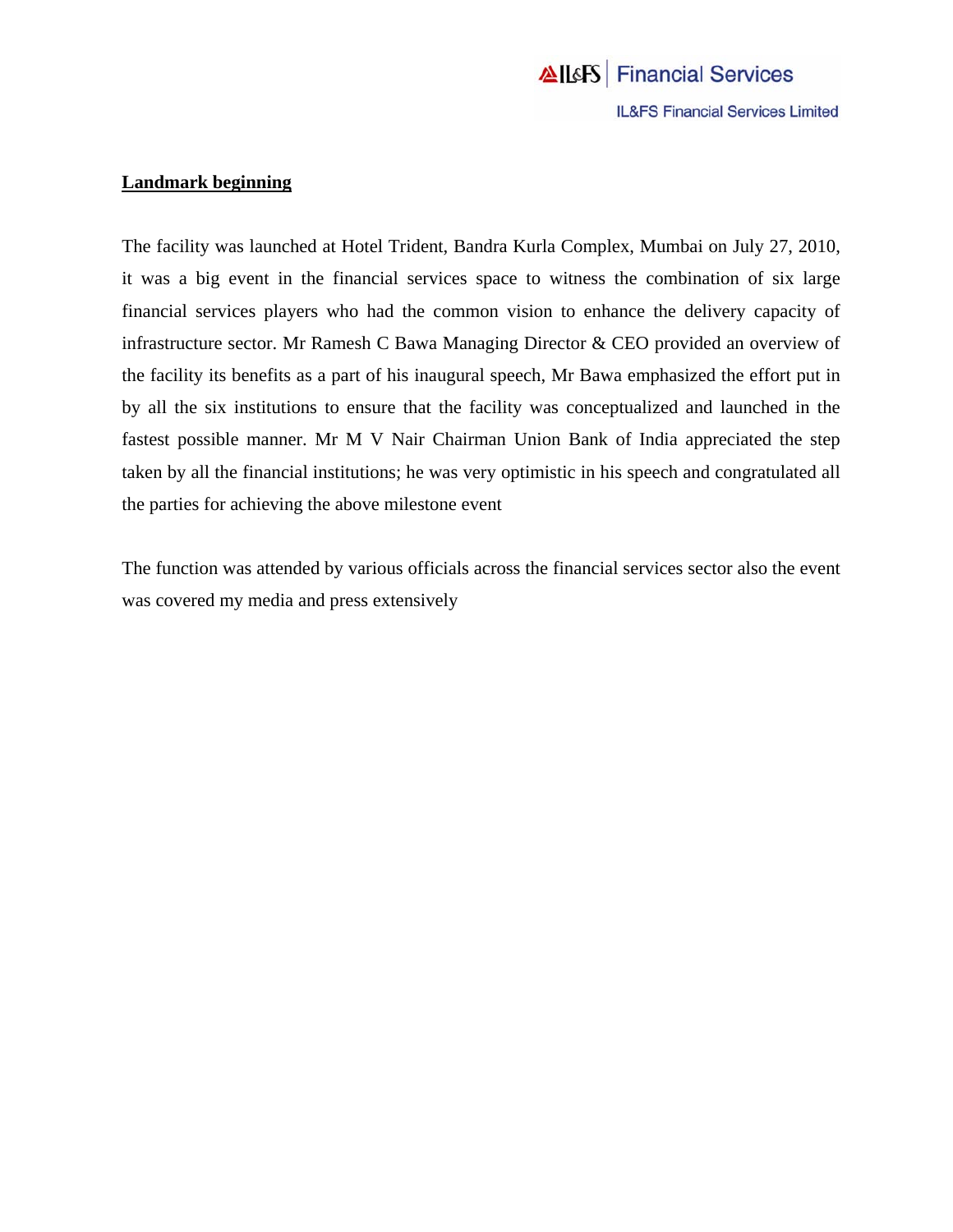**Landmark beginning**

The facility was launched at Hotel Trident, Bandra Kurla Complex, Mumbai on July 27, 2010, it was a big event in the financial services space to witness the combination of six large financial services players who had the common vision to enhance the delivery capacity of infrastructure sector. Mr Ramesh C Bawa Managing Director & CEO provided an overview of the facility its benefits as a part of his inaugural speech, Mr Bawa emphasized the effort put in by all the six institutions to ensure that the facility was conceptualized and launched in the fastest possible manner. Mr M V Nair Chairman Union Bank of India appreciated the step taken by all the financial institutions; he was very optimistic in his speech and congratulated all the parties for achieving the above milestone event

The function was attended by various officials across the financial services sector also the event was covered my media and press extensively